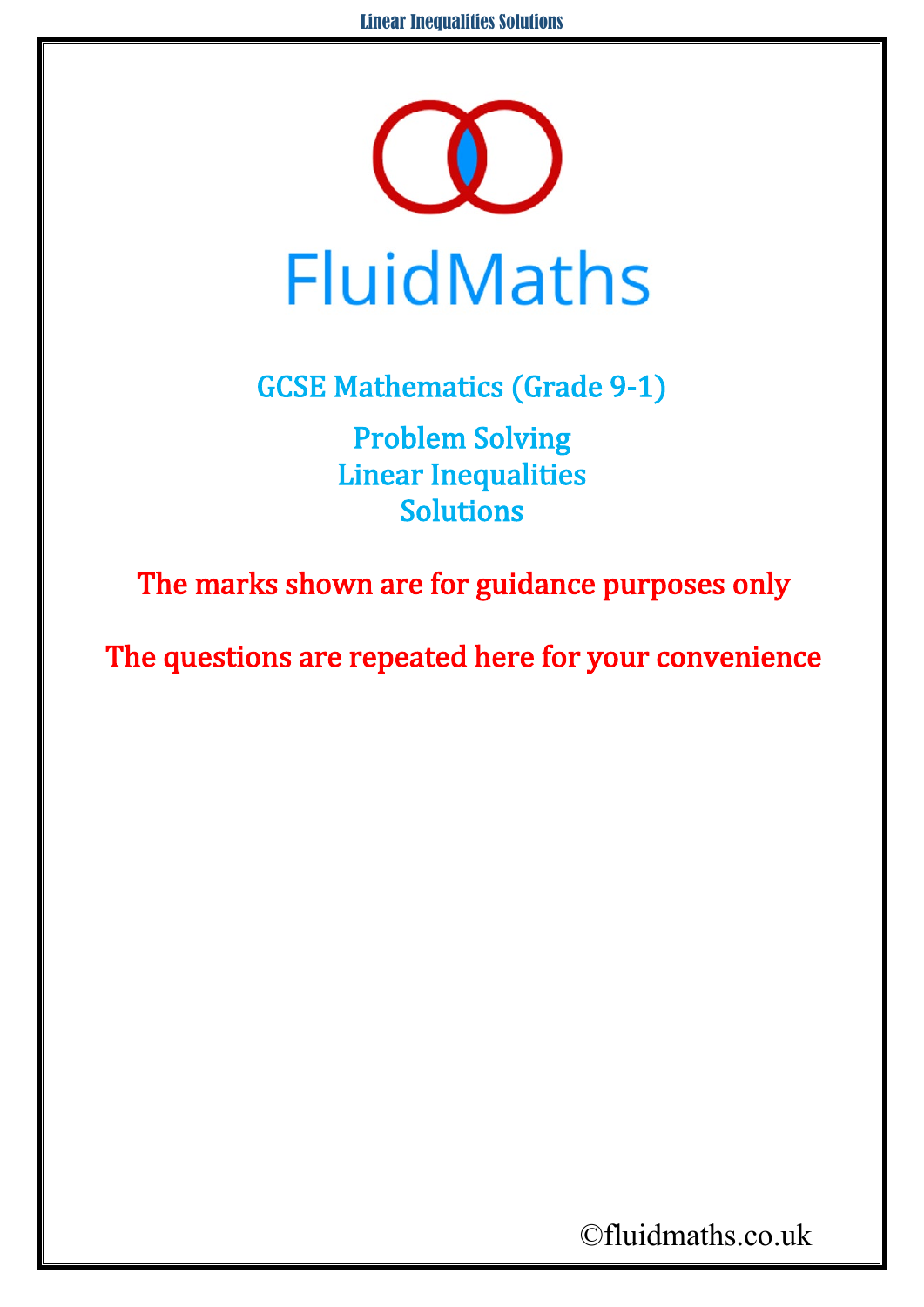# FluidMaths

## GCSE Mathematics (Grade 9-1)

## Problem Solving
## Linear Inequalities
## Solutions

**The marks shown are for guidance purposes only**

**The questions are repeated here for your convenience**

©fluidmaths.co.uk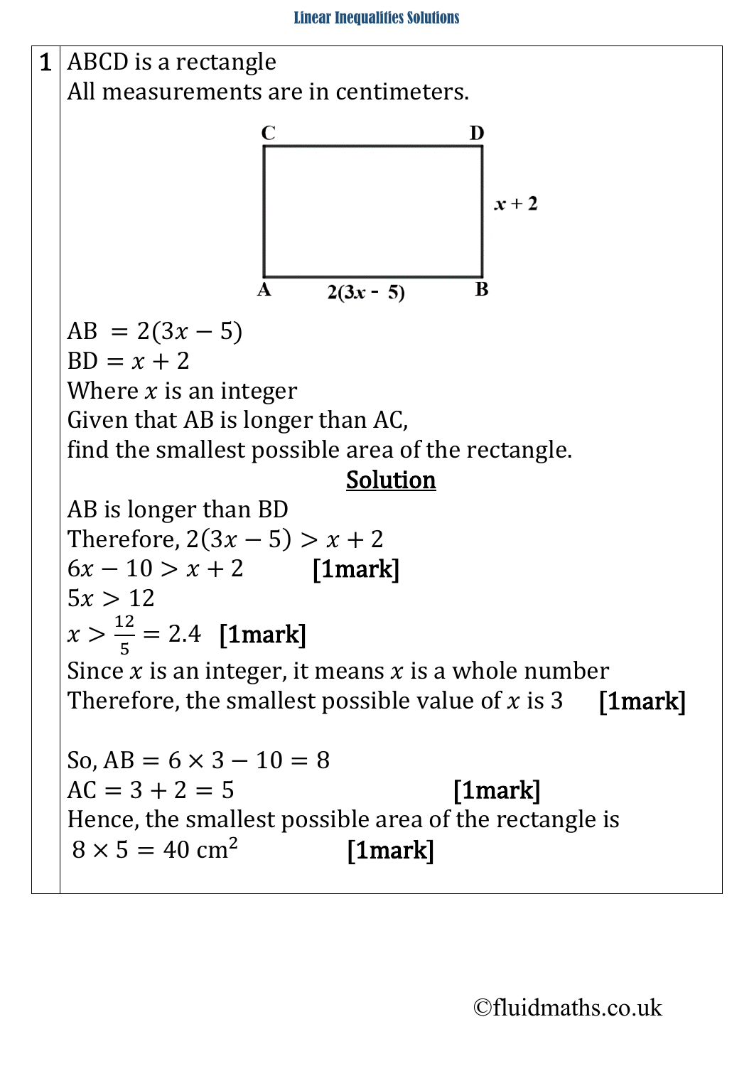**1**

ABCD is a rectangle

All measurements are in centimeters.

AB $= 2(3x - 5)$

BD $= x + 2$

Where $x$ is an integer

Given that AB is longer than AC,

find the smallest possible area of the rectangle.

**Solution**

AB is longer than BD

Therefore, $2(3x - 5) > x + 2$

$6x - 10 > x + 2$ **[1mark]**

$5x > 12$

$x > \frac{12}{5} = 2.4$ **[1mark]**

Since $x$ is an integer, it means $x$ is a whole number

Therefore, the smallest possible value of $x$ is 3 **[1mark]**

So, AB $= 6 \times 3 - 10 = 8$

AC $= 3 + 2 = 5$ **[1mark]**

Hence, the smallest possible area of the rectangle is

$8 \times 5 = 40 \text{ cm}^2$ **[1mark]**

©fluidmaths.co.uk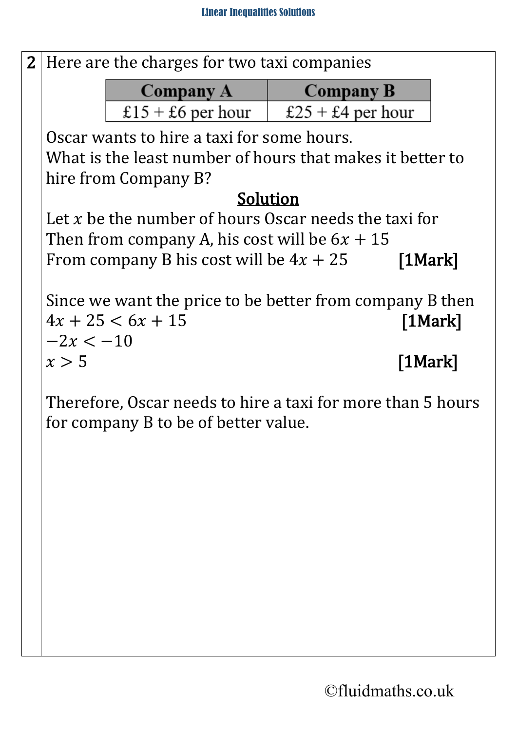**2** Here are the charges for two taxi companies

| Company A | Company B |
| --- | --- |
| £15 + £6 per hour | £25 + £4 per hour |

Oscar wants to hire a taxi for some hours.
What is the least number of hours that makes it better to hire from Company B?

**Solution**

Let $x$ be the number of hours Oscar needs the taxi for
Then from company A, his cost will be $6x + 15$
From company B his cost will be $4x + 25$ **[1Mark]**

Since we want the price to be better from company B then
$4x + 25 < 6x + 15$ **[1Mark]**
$-2x < -10$
$x > 5$ **[1Mark]**

Therefore, Oscar needs to hire a taxi for more than 5 hours for company B to be of better value.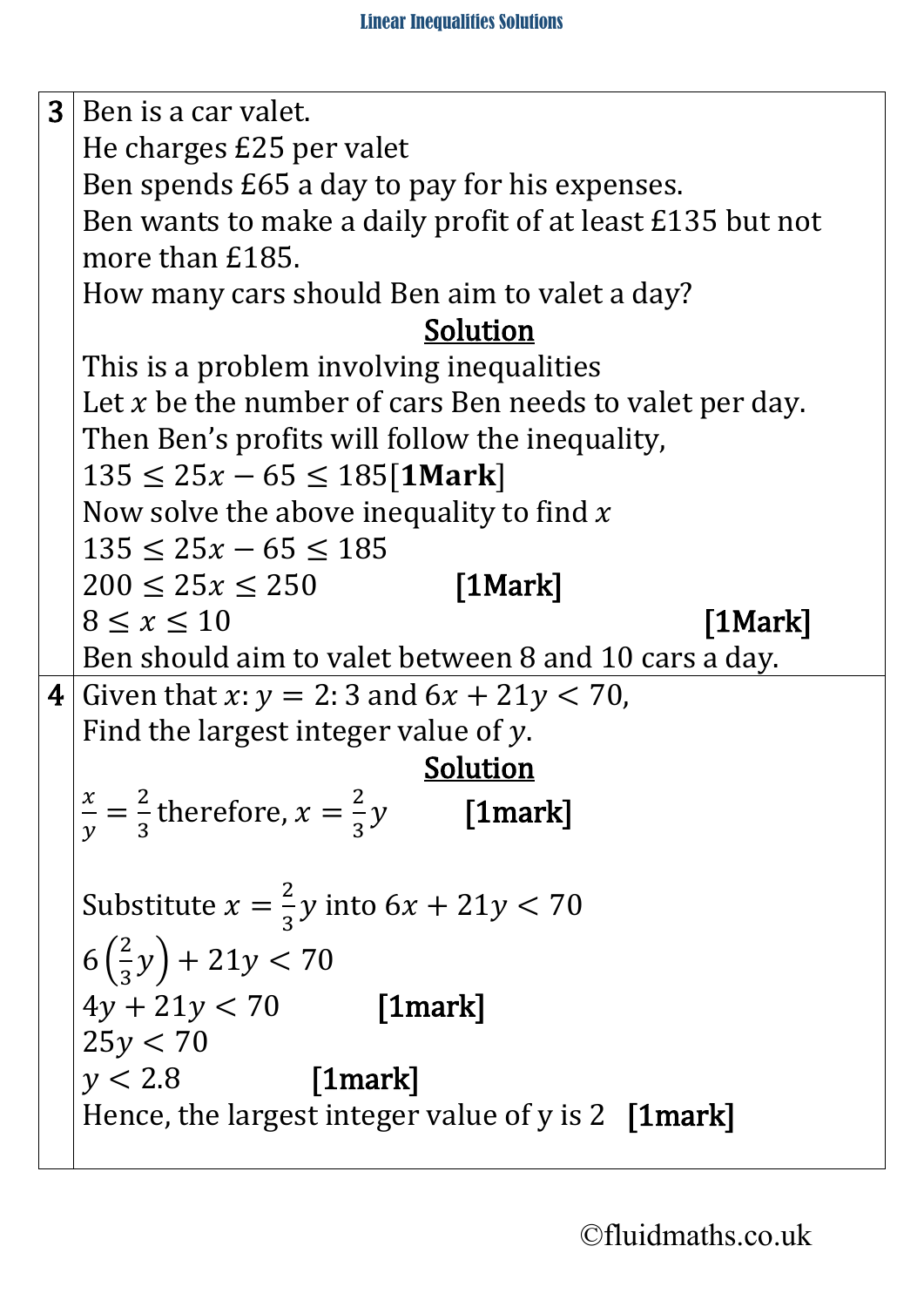**3** Ben is a car valet.
He charges £25 per valet
Ben spends £65 a day to pay for his expenses.
Ben wants to make a daily profit of at least £135 but not more than £185.
How many cars should Ben aim to valet a day?

**Solution**

This is a problem involving inequalities
Let $x$ be the number of cars Ben needs to valet per day.
Then Ben's profits will follow the inequality,
$135 \leq 25x - 65 \leq 185$[**1Mark**]
Now solve the above inequality to find $x$
$135 \leq 25x - 65 \leq 185$
$200 \leq 25x \leq 250$ **[1Mark]**
$8 \leq x \leq 10$ **[1Mark]**
Ben should aim to valet between 8 and 10 cars a day.

**4** Given that $x : y = 2 : 3$ and $6x + 21y < 70$,
Find the largest integer value of $y$.

**Solution**

$\frac{x}{y} = \frac{2}{3}$ therefore, $x = \frac{2}{3}y$ **[1mark]**

Substitute $x = \frac{2}{3}y$ into $6x + 21y < 70$
$6\left(\frac{2}{3}y\right) + 21y < 70$
$4y + 21y < 70$ **[1mark]**
$25y < 70$
$y < 2.8$ **[1mark]**
Hence, the largest integer value of y is 2 **[1mark]**

©fluidmaths.co.uk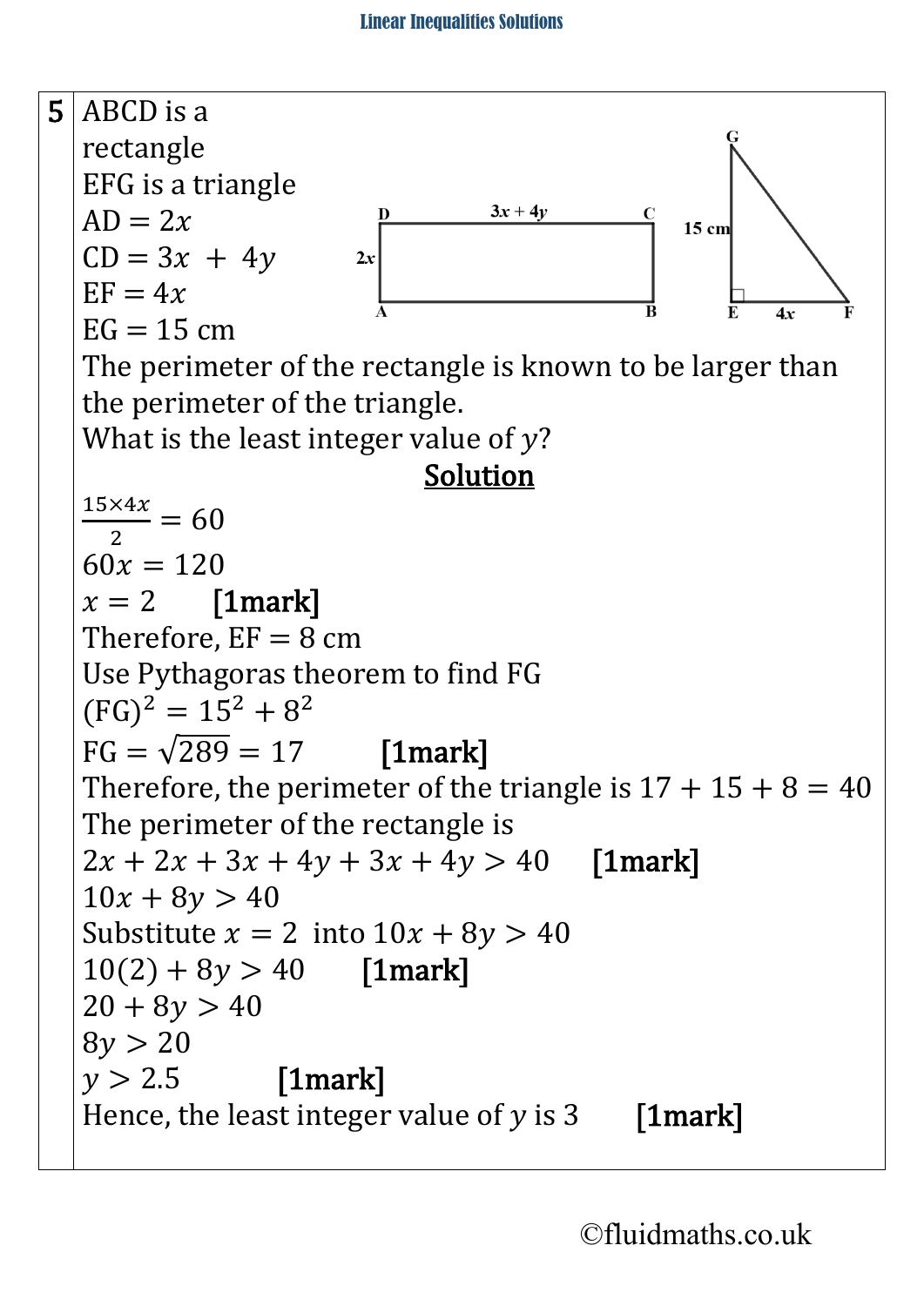**5**

ABCD is a rectangle

EFG is a triangle

$AD = 2x$

$CD = 3x + 4y$

$EF = 4x$

$EG = 15$ cm

The perimeter of the rectangle is known to be larger than the perimeter of the triangle.

What is the least integer value of $y$?

**Solution**

$\frac{15 \times 4x}{2} = 60$

$60x = 120$

$x = 2$ **[1mark]**

Therefore, EF = 8 cm

Use Pythagoras theorem to find FG

$(FG)^2 = 15^2 + 8^2$

$FG = \sqrt{289} = 17$ **[1mark]**

Therefore, the perimeter of the triangle is $17 + 15 + 8 = 40$

The perimeter of the rectangle is

$2x + 2x + 3x + 4y + 3x + 4y > 40$ **[1mark]**

$10x + 8y > 40$

Substitute $x = 2$ into $10x + 8y > 40$

$10(2) + 8y > 40$ **[1mark]**

$20 + 8y > 40$

$8y > 20$

$y > 2.5$ **[1mark]**

Hence, the least integer value of $y$ is 3 **[1mark]**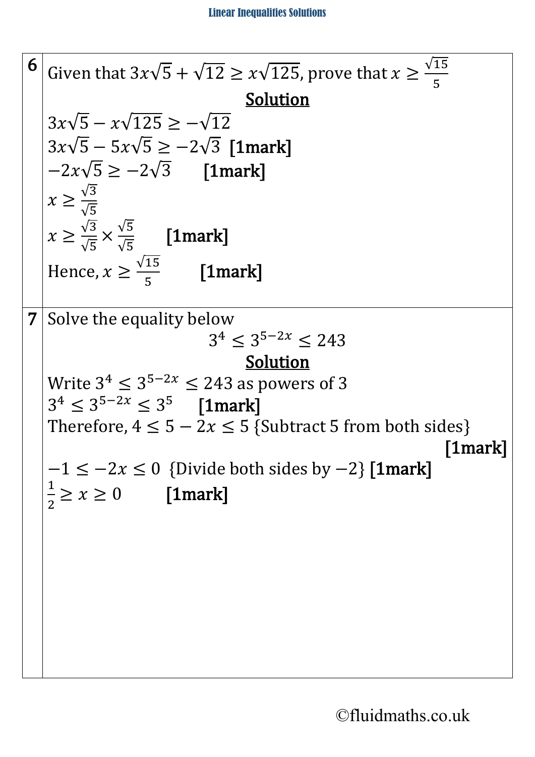| | |
|---|---|
| **6** | Given that $3x\sqrt{5} + \sqrt{12} \geq x\sqrt{125}$, prove that $x \geq \frac{\sqrt{15}}{5}$<br>**Solution**<br>$3x\sqrt{5} - x\sqrt{125} \geq -\sqrt{12}$<br>$3x\sqrt{5} - 5x\sqrt{5} \geq -2\sqrt{3}$ **[1mark]**<br>$-2x\sqrt{5} \geq -2\sqrt{3}$ **[1mark]**<br>$x \geq \frac{\sqrt{3}}{\sqrt{5}}$<br>$x \geq \frac{\sqrt{3}}{\sqrt{5}} \times \frac{\sqrt{5}}{\sqrt{5}}$ **[1mark]**<br>Hence, $x \geq \frac{\sqrt{15}}{5}$ **[1mark]** |
| **7** | Solve the equality below<br>$3^4 \leq 3^{5-2x} \leq 243$<br>**Solution**<br>Write $3^4 \leq 3^{5-2x} \leq 243$ as powers of 3<br>$3^4 \leq 3^{5-2x} \leq 3^5$ **[1mark]**<br>Therefore, $4 \leq 5 - 2x \leq 5$ {Subtract 5 from both sides} **[1mark]**<br>$-1 \leq -2x \leq 0$ {Divide both sides by $-2$} **[1mark]**<br>$\frac{1}{2} \geq x \geq 0$ **[1mark]** |

©fluidmaths.co.uk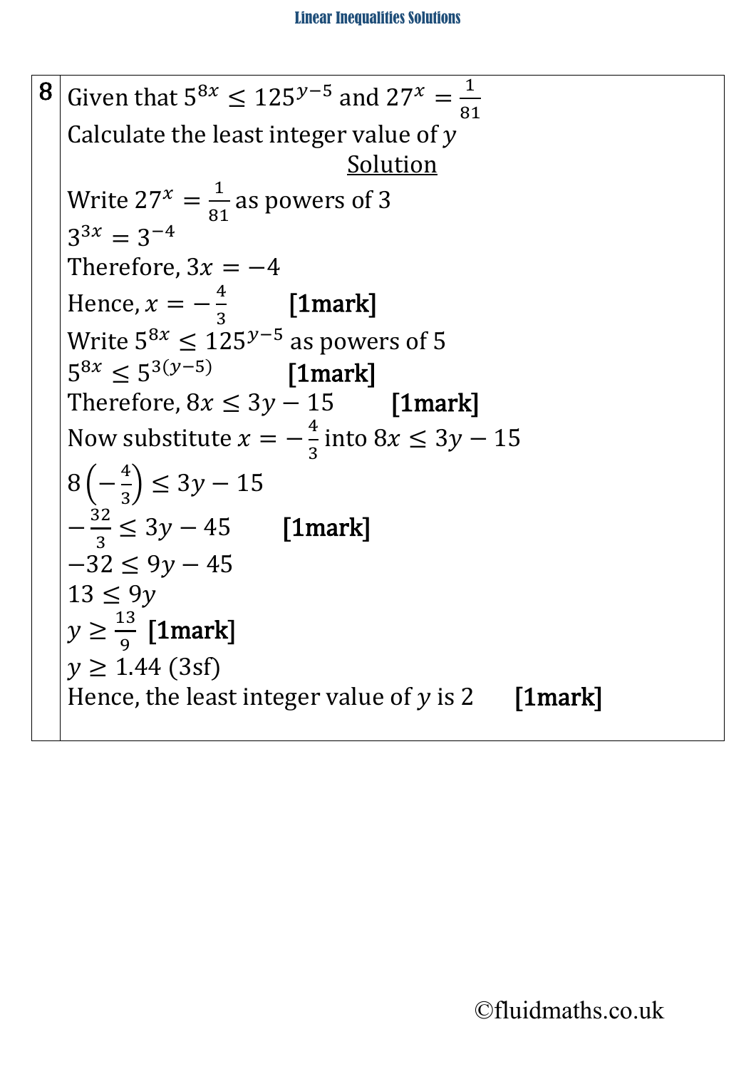**8** Given that $5^{8x} \leq 125^{y-5}$ and $27^x = \frac{1}{81}$

Calculate the least integer value of $y$

<u>Solution</u>

Write $27^x = \frac{1}{81}$ as powers of 3

$3^{3x} = 3^{-4}$

Therefore, $3x = -4$

Hence, $x = -\frac{4}{3}$ **[1mark]**

Write $5^{8x} \leq 125^{y-5}$ as powers of 5

$5^{8x} \leq 5^{3(y-5)}$ **[1mark]**

Therefore, $8x \leq 3y - 15$ **[1mark]**

Now substitute $x = -\frac{4}{3}$ into $8x \leq 3y - 15$

$8\left(-\frac{4}{3}\right) \leq 3y - 15$

$-\frac{32}{3} \leq 3y - 45$ **[1mark]**

$-32 \leq 9y - 45$

$13 \leq 9y$

$y \geq \frac{13}{9}$ **[1mark]**

$y \geq 1.44$ (3sf)

Hence, the least integer value of $y$ is 2 **[1mark]**

©fluidmaths.co.uk